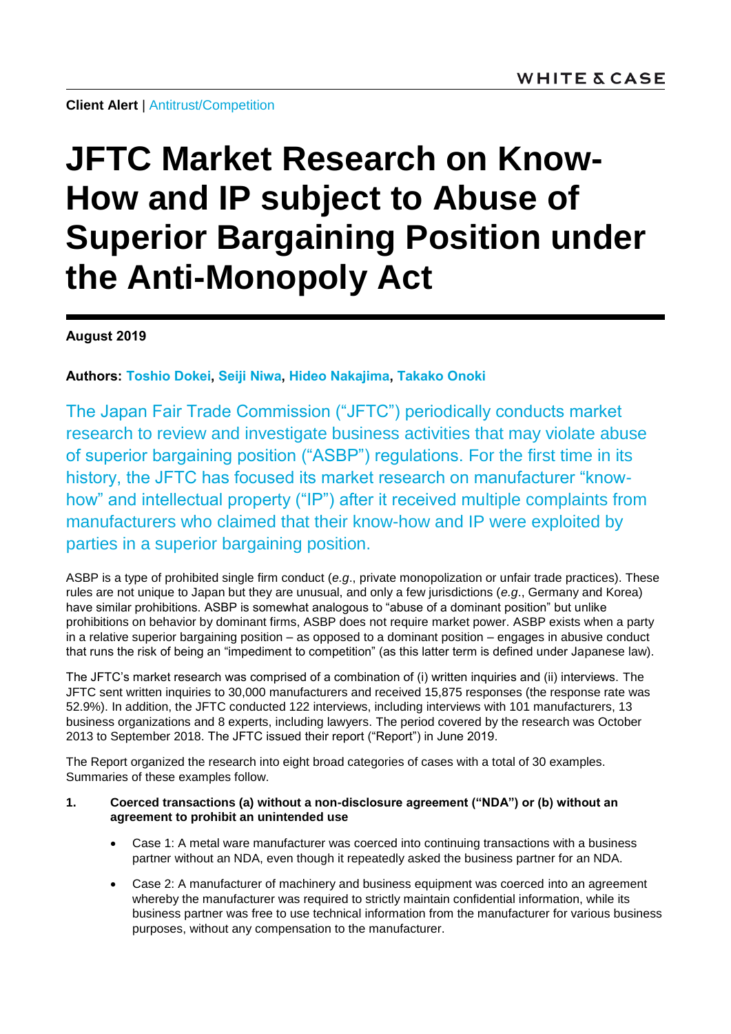**Client Alert** | Antitrust/Competition

# JFTC Market Research on Know-How and IP subject to Abuse of Superior Bargaining Position under the Anti-Monopoly Act

**August 2019**

**Authors: Toshio Dokei, Seiji Niwa, Hideo Nakajima, Takako Onoki**

The Japan Fair Trade Commission ("JFTC") periodically conducts market research to review and investigate business activities that may violate abuse of superior bargaining position ("ASBP") regulations. For the first time in its history, the JFTC has focused its market research on manufacturer "know-how" and intellectual property ("IP") after it received multiple complaints from manufacturers who claimed that their know-how and IP were exploited by parties in a superior bargaining position.

ASBP is a type of prohibited single firm conduct (*e.g*., private monopolization or unfair trade practices). These rules are not unique to Japan but they are unusual, and only a few jurisdictions (*e.g*., Germany and Korea) have similar prohibitions. ASBP is somewhat analogous to "abuse of a dominant position" but unlike prohibitions on behavior by dominant firms, ASBP does not require market power. ASBP exists when a party in a relative superior bargaining position – as opposed to a dominant position – engages in abusive conduct that runs the risk of being an "impediment to competition" (as this latter term is defined under Japanese law).

The JFTC's market research was comprised of a combination of (i) written inquiries and (ii) interviews. The JFTC sent written inquiries to 30,000 manufacturers and received 15,875 responses (the response rate was 52.9%). In addition, the JFTC conducted 122 interviews, including interviews with 101 manufacturers, 13 business organizations and 8 experts, including lawyers. The period covered by the research was October 2013 to September 2018. The JFTC issued their report ("Report") in June 2019.

The Report organized the research into eight broad categories of cases with a total of 30 examples. Summaries of these examples follow.

1. **Coerced transactions (a) without a non-disclosure agreement ("NDA") or (b) without an agreement to prohibit an unintended use**

    - Case 1: A metal ware manufacturer was coerced into continuing transactions with a business partner without an NDA, even though it repeatedly asked the business partner for an NDA.
    - Case 2: A manufacturer of machinery and business equipment was coerced into an agreement whereby the manufacturer was required to strictly maintain confidential information, while its business partner was free to use technical information from the manufacturer for various business purposes, without any compensation to the manufacturer.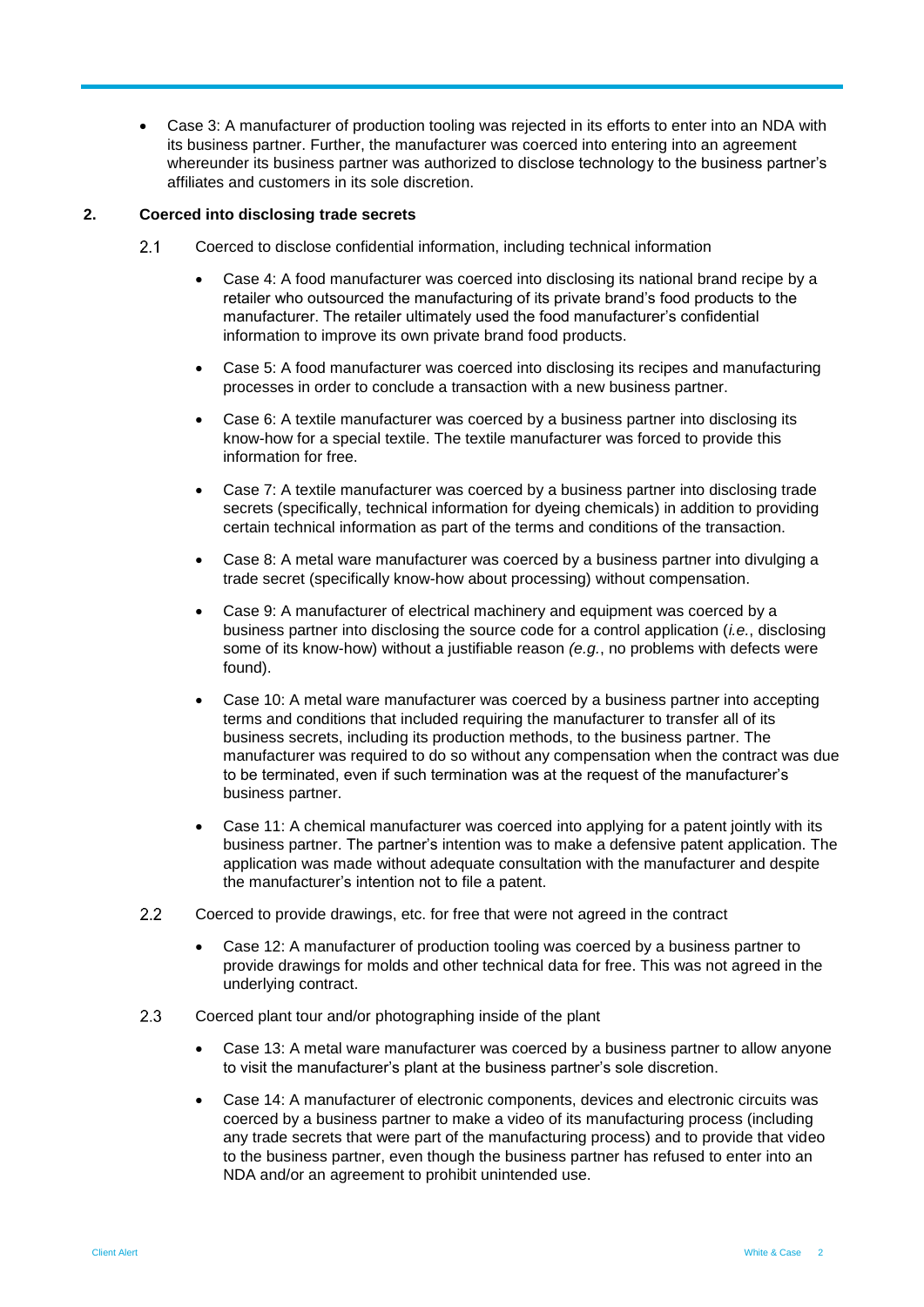- Case 3: A manufacturer of production tooling was rejected in its efforts to enter into an NDA with its business partner. Further, the manufacturer was coerced into entering into an agreement whereunder its business partner was authorized to disclose technology to the business partner's affiliates and customers in its sole discretion.

## 2. Coerced into disclosing trade secrets

### 2.1 Coerced to disclose confidential information, including technical information

- Case 4: A food manufacturer was coerced into disclosing its national brand recipe by a retailer who outsourced the manufacturing of its private brand's food products to the manufacturer. The retailer ultimately used the food manufacturer's confidential information to improve its own private brand food products.
- Case 5: A food manufacturer was coerced into disclosing its recipes and manufacturing processes in order to conclude a transaction with a new business partner.
- Case 6: A textile manufacturer was coerced by a business partner into disclosing its know-how for a special textile. The textile manufacturer was forced to provide this information for free.
- Case 7: A textile manufacturer was coerced by a business partner into disclosing trade secrets (specifically, technical information for dyeing chemicals) in addition to providing certain technical information as part of the terms and conditions of the transaction.
- Case 8: A metal ware manufacturer was coerced by a business partner into divulging a trade secret (specifically know-how about processing) without compensation.
- Case 9: A manufacturer of electrical machinery and equipment was coerced by a business partner into disclosing the source code for a control application (*i.e.*, disclosing some of its know-how) without a justifiable reason *(e.g.*, no problems with defects were found).
- Case 10: A metal ware manufacturer was coerced by a business partner into accepting terms and conditions that included requiring the manufacturer to transfer all of its business secrets, including its production methods, to the business partner. The manufacturer was required to do so without any compensation when the contract was due to be terminated, even if such termination was at the request of the manufacturer's business partner.
- Case 11: A chemical manufacturer was coerced into applying for a patent jointly with its business partner. The partner's intention was to make a defensive patent application. The application was made without adequate consultation with the manufacturer and despite the manufacturer's intention not to file a patent.

### 2.2 Coerced to provide drawings, etc. for free that were not agreed in the contract

- Case 12: A manufacturer of production tooling was coerced by a business partner to provide drawings for molds and other technical data for free. This was not agreed in the underlying contract.

### 2.3 Coerced plant tour and/or photographing inside of the plant

- Case 13: A metal ware manufacturer was coerced by a business partner to allow anyone to visit the manufacturer's plant at the business partner's sole discretion.
- Case 14: A manufacturer of electronic components, devices and electronic circuits was coerced by a business partner to make a video of its manufacturing process (including any trade secrets that were part of the manufacturing process) and to provide that video to the business partner, even though the business partner has refused to enter into an NDA and/or an agreement to prohibit unintended use.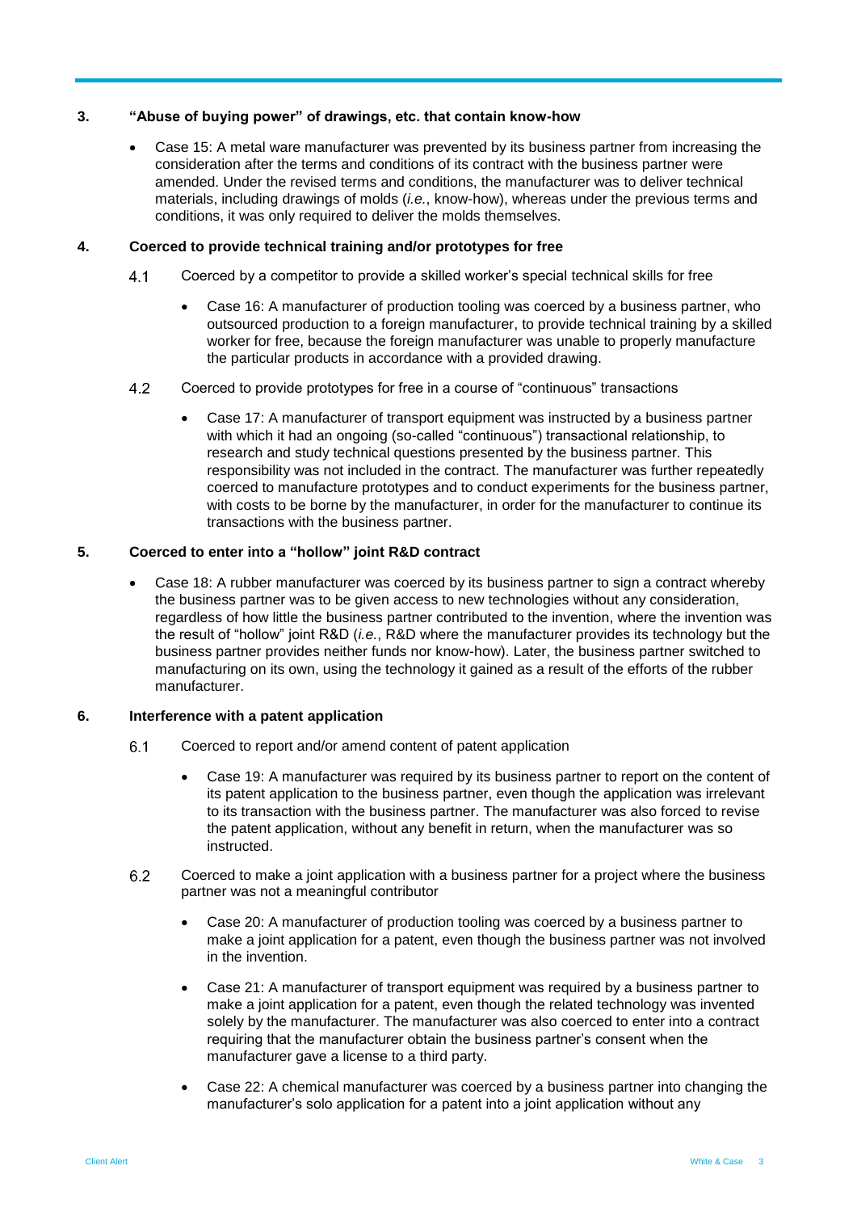### 3. "Abuse of buying power" of drawings, etc. that contain know-how

- Case 15: A metal ware manufacturer was prevented by its business partner from increasing the consideration after the terms and conditions of its contract with the business partner were amended. Under the revised terms and conditions, the manufacturer was to deliver technical materials, including drawings of molds (*i.e.*, know-how), whereas under the previous terms and conditions, it was only required to deliver the molds themselves.

### 4. Coerced to provide technical training and/or prototypes for free

4.1 Coerced by a competitor to provide a skilled worker's special technical skills for free

- Case 16: A manufacturer of production tooling was coerced by a business partner, who outsourced production to a foreign manufacturer, to provide technical training by a skilled worker for free, because the foreign manufacturer was unable to properly manufacture the particular products in accordance with a provided drawing.

4.2 Coerced to provide prototypes for free in a course of "continuous" transactions

- Case 17: A manufacturer of transport equipment was instructed by a business partner with which it had an ongoing (so-called "continuous") transactional relationship, to research and study technical questions presented by the business partner. This responsibility was not included in the contract. The manufacturer was further repeatedly coerced to manufacture prototypes and to conduct experiments for the business partner, with costs to be borne by the manufacturer, in order for the manufacturer to continue its transactions with the business partner.

### 5. Coerced to enter into a "hollow" joint R&D contract

- Case 18: A rubber manufacturer was coerced by its business partner to sign a contract whereby the business partner was to be given access to new technologies without any consideration, regardless of how little the business partner contributed to the invention, where the invention was the result of "hollow" joint R&D (*i.e.*, R&D where the manufacturer provides its technology but the business partner provides neither funds nor know-how). Later, the business partner switched to manufacturing on its own, using the technology it gained as a result of the efforts of the rubber manufacturer.

### 6. Interference with a patent application

6.1 Coerced to report and/or amend content of patent application

- Case 19: A manufacturer was required by its business partner to report on the content of its patent application to the business partner, even though the application was irrelevant to its transaction with the business partner. The manufacturer was also forced to revise the patent application, without any benefit in return, when the manufacturer was so instructed.

6.2 Coerced to make a joint application with a business partner for a project where the business partner was not a meaningful contributor

- Case 20: A manufacturer of production tooling was coerced by a business partner to make a joint application for a patent, even though the business partner was not involved in the invention.
- Case 21: A manufacturer of transport equipment was required by a business partner to make a joint application for a patent, even though the related technology was invented solely by the manufacturer. The manufacturer was also coerced to enter into a contract requiring that the manufacturer obtain the business partner's consent when the manufacturer gave a license to a third party.
- Case 22: A chemical manufacturer was coerced by a business partner into changing the manufacturer's solo application for a patent into a joint application without any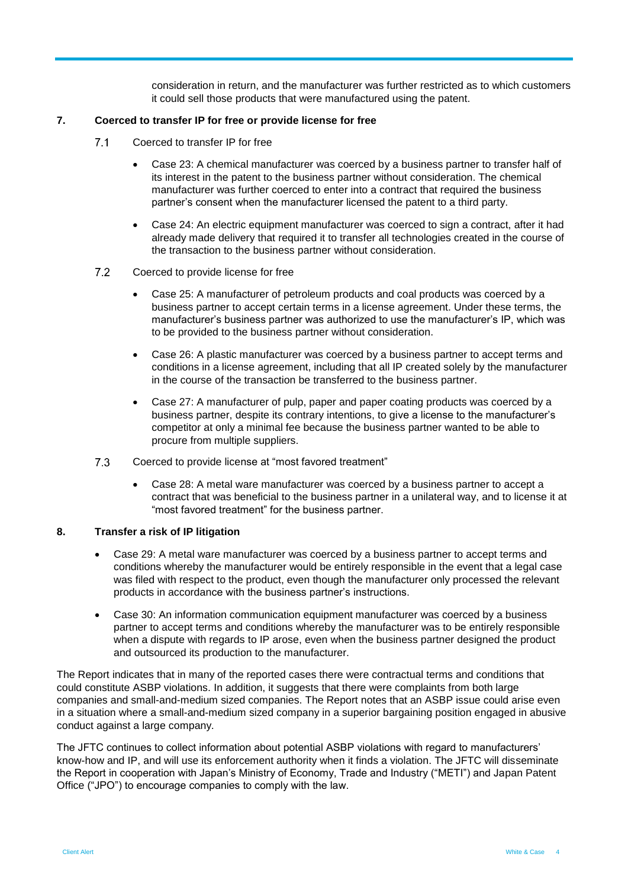consideration in return, and the manufacturer was further restricted as to which customers it could sell those products that were manufactured using the patent.

**7. Coerced to transfer IP for free or provide license for free**

7.1 Coerced to transfer IP for free

- Case 23: A chemical manufacturer was coerced by a business partner to transfer half of its interest in the patent to the business partner without consideration. The chemical manufacturer was further coerced to enter into a contract that required the business partner's consent when the manufacturer licensed the patent to a third party.
- Case 24: An electric equipment manufacturer was coerced to sign a contract, after it had already made delivery that required it to transfer all technologies created in the course of the transaction to the business partner without consideration.

7.2 Coerced to provide license for free

- Case 25: A manufacturer of petroleum products and coal products was coerced by a business partner to accept certain terms in a license agreement. Under these terms, the manufacturer's business partner was authorized to use the manufacturer's IP, which was to be provided to the business partner without consideration.
- Case 26: A plastic manufacturer was coerced by a business partner to accept terms and conditions in a license agreement, including that all IP created solely by the manufacturer in the course of the transaction be transferred to the business partner.
- Case 27: A manufacturer of pulp, paper and paper coating products was coerced by a business partner, despite its contrary intentions, to give a license to the manufacturer's competitor at only a minimal fee because the business partner wanted to be able to procure from multiple suppliers.

7.3 Coerced to provide license at "most favored treatment"

- Case 28: A metal ware manufacturer was coerced by a business partner to accept a contract that was beneficial to the business partner in a unilateral way, and to license it at "most favored treatment" for the business partner.

**8. Transfer a risk of IP litigation**

- Case 29: A metal ware manufacturer was coerced by a business partner to accept terms and conditions whereby the manufacturer would be entirely responsible in the event that a legal case was filed with respect to the product, even though the manufacturer only processed the relevant products in accordance with the business partner's instructions.
- Case 30: An information communication equipment manufacturer was coerced by a business partner to accept terms and conditions whereby the manufacturer was to be entirely responsible when a dispute with regards to IP arose, even when the business partner designed the product and outsourced its production to the manufacturer.

The Report indicates that in many of the reported cases there were contractual terms and conditions that could constitute ASBP violations. In addition, it suggests that there were complaints from both large companies and small-and-medium sized companies. The Report notes that an ASBP issue could arise even in a situation where a small-and-medium sized company in a superior bargaining position engaged in abusive conduct against a large company.

The JFTC continues to collect information about potential ASBP violations with regard to manufacturers' know-how and IP, and will use its enforcement authority when it finds a violation. The JFTC will disseminate the Report in cooperation with Japan's Ministry of Economy, Trade and Industry ("METI") and Japan Patent Office ("JPO") to encourage companies to comply with the law.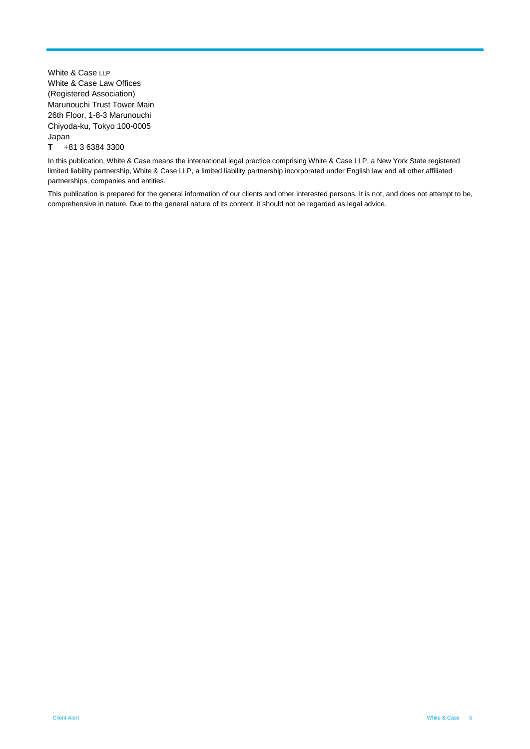White & Case LLP
White & Case Law Offices
(Registered Association)
Marunouchi Trust Tower Main
26th Floor, 1-8-3 Marunouchi
Chiyoda-ku, Tokyo 100-0005
Japan
**T** +81 3 6384 3300

In this publication, White & Case means the international legal practice comprising White & Case LLP, a New York State registered limited liability partnership, White & Case LLP, a limited liability partnership incorporated under English law and all other affiliated partnerships, companies and entities.

This publication is prepared for the general information of our clients and other interested persons. It is not, and does not attempt to be, comprehensive in nature. Due to the general nature of its content, it should not be regarded as legal advice.